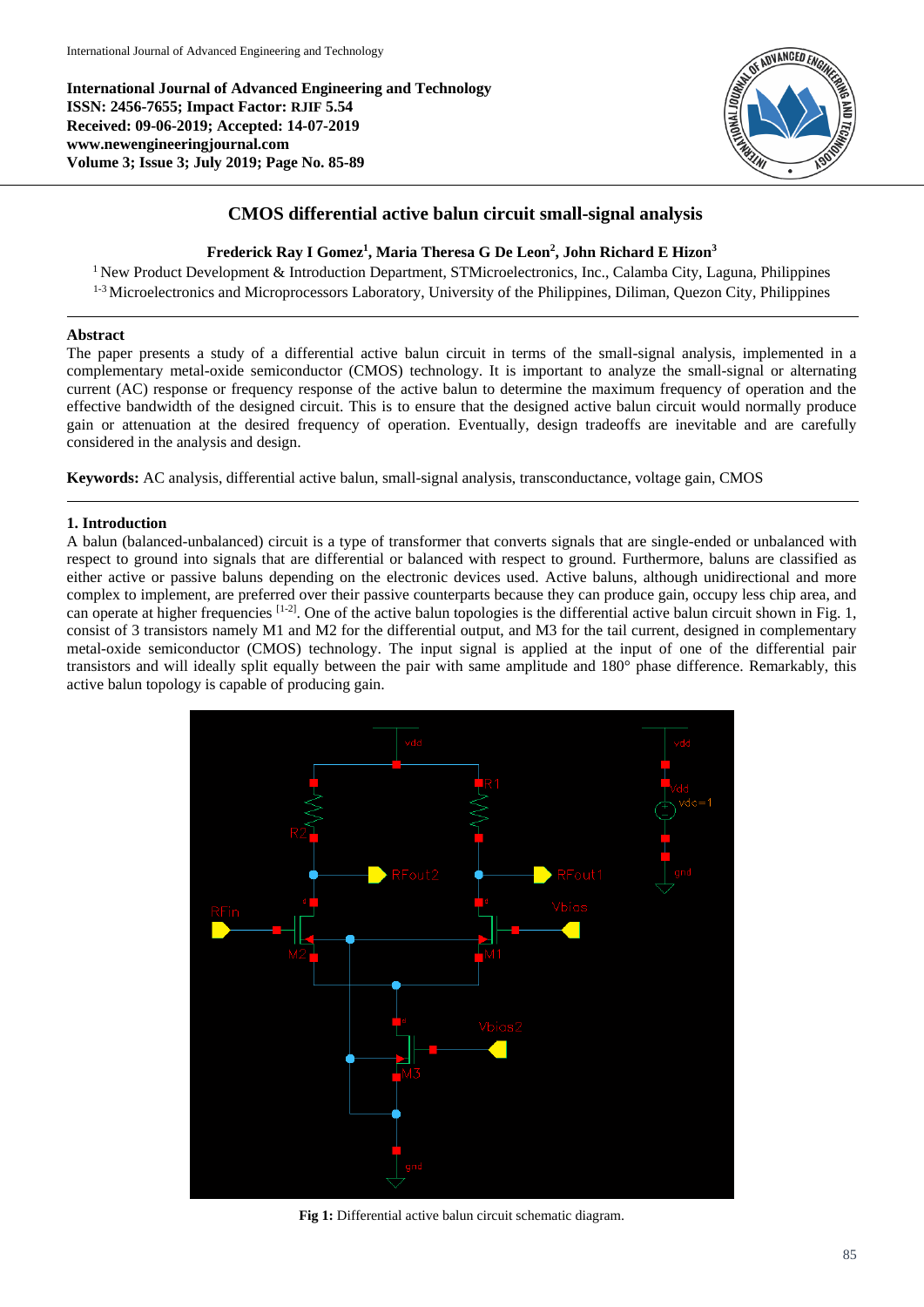International Journal of Advanced Engineering and Technology
ISSN: 2456-7655; Impact Factor: RJIF 5.54
Received: 09-06-2019; Accepted: 14-07-2019
www.newengineeringjournal.com
Volume 3; Issue 3; July 2019; Page No. 85-89

# CMOS differential active balun circuit small-signal analysis

**Frederick Ray I Gomez[1], Maria Theresa G De Leon[2], John Richard E Hizon[3]**

[1] New Product Development & Introduction Department, STMicroelectronics, Inc., Calamba City, Laguna, Philippines
[1-3] Microelectronics and Microprocessors Laboratory, University of the Philippines, Diliman, Quezon City, Philippines

## Abstract

The paper presents a study of a differential active balun circuit in terms of the small-signal analysis, implemented in a complementary metal-oxide semiconductor (CMOS) technology. It is important to analyze the small-signal or alternating current (AC) response or frequency response of the active balun to determine the maximum frequency of operation and the effective bandwidth of the designed circuit. This is to ensure that the designed active balun circuit would normally produce gain or attenuation at the desired frequency of operation. Eventually, design tradeoffs are inevitable and are carefully considered in the analysis and design.

**Keywords:** AC analysis, differential active balun, small-signal analysis, transconductance, voltage gain, CMOS

## 1. Introduction

A balun (balanced-unbalanced) circuit is a type of transformer that converts signals that are single-ended or unbalanced with respect to ground into signals that are differential or balanced with respect to ground. Furthermore, baluns are classified as either active or passive baluns depending on the electronic devices used. Active baluns, although unidirectional and more complex to implement, are preferred over their passive counterparts because they can produce gain, occupy less chip area, and can operate at higher frequencies [1-2]. One of the active balun topologies is the differential active balun circuit shown in Fig. 1, consist of 3 transistors namely M1 and M2 for the differential output, and M3 for the tail current, designed in complementary metal-oxide semiconductor (CMOS) technology. The input signal is applied at the input of one of the differential pair transistors and will ideally split equally between the pair with same amplitude and 180° phase difference. Remarkably, this active balun topology is capable of producing gain.

**Fig 1:** Differential active balun circuit schematic diagram.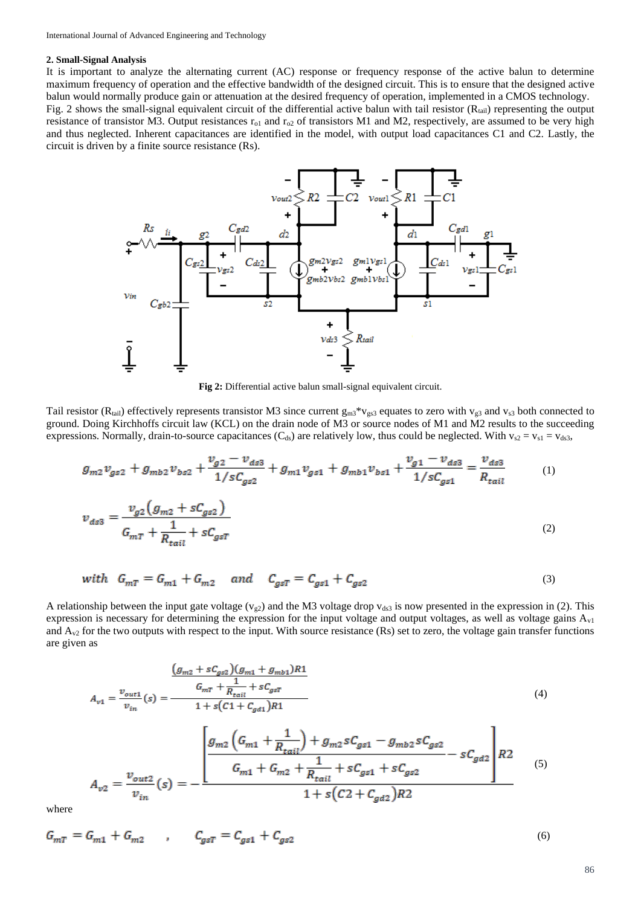### 2. Small-Signal Analysis

It is important to analyze the alternating current (AC) response or frequency response of the active balun to determine maximum frequency of operation and the effective bandwidth of the designed circuit. This is to ensure that the designed active balun would normally produce gain or attenuation at the desired frequency of operation, implemented in a CMOS technology.

Fig. 2 shows the small-signal equivalent circuit of the differential active balun with tail resistor ($R_{tail}$) representing the output resistance of transistor M3. Output resistances $r_{o1}$ and $r_{o2}$ of transistors M1 and M2, respectively, are assumed to be very high and thus neglected. Inherent capacitances are identified in the model, with output load capacitances C1 and C2. Lastly, the circuit is driven by a finite source resistance (Rs).

**Fig 2:** Differential active balun small-signal equivalent circuit.

Tail resistor ($R_{tail}$) effectively represents transistor M3 since current $g_{m3}*v_{gs3}$ equates to zero with $v_{g3}$ and $v_{s3}$ both connected to ground. Doing Kirchhoffs circuit law (KCL) on the drain node of M3 or source nodes of M1 and M2 results to the succeeding expressions. Normally, drain-to-source capacitances ($C_{ds}$) are relatively low, thus could be neglected. With $v_{s2} = v_{s1} = v_{ds3}$,

$$g_{m2}v_{gs2} + g_{mb2}v_{bs2} + \frac{v_{g2} - v_{ds3}}{1/sC_{gs2}} + g_{m1}v_{gs1} + g_{mb1}v_{bs1} + \frac{v_{g1} - v_{ds3}}{1/sC_{gs1}} = \frac{v_{ds3}}{R_{tail}} \tag{1}$$

$$v_{ds3} = \frac{v_{g2}\left(g_{m2} + sC_{gs2}\right)}{G_{mT} + \frac{1}{R_{tail}} + sC_{gsT}} \tag{2}$$

$$with \quad G_{mT} = G_{m1} + G_{m2} \quad and \quad C_{gsT} = C_{gs1} + C_{gs2} \tag{3}$$

A relationship between the input gate voltage ($v_{g2}$) and the M3 voltage drop $v_{ds3}$ is now presented in the expression in (2). This expression is necessary for determining the expression for the input voltage and output voltages, as well as voltage gains $A_{v1}$ and $A_{v2}$ for the two outputs with respect to the input. With source resistance (Rs) set to zero, the voltage gain transfer functions are given as

$$A_{v1} = \frac{v_{out1}}{v_{in}}(s) = \frac{\dfrac{(g_{m2} + sC_{gs2})(g_{m1} + g_{mb1})R1}{G_{mT} + \frac{1}{R_{tail}} + sC_{gsT}}}{1 + s(C1 + C_{gd1})R1} \tag{4}$$

$$A_{v2} = \frac{v_{out2}}{v_{in}}(s) = -\frac{\left[\dfrac{g_{m2}\left(G_{m1} + \frac{1}{R_{tail}}\right) + g_{m2}sC_{gs1} - g_{mb2}sC_{gs2}}{G_{m1} + G_{m2} + \frac{1}{R_{tail}} + sC_{gs1} + sC_{gs2}} - sC_{gd2}\right]R2}{1 + s\left(C2 + C_{gd2}\right)R2} \tag{5}$$

where

$$G_{mT} = G_{m1} + G_{m2} \quad , \quad C_{gsT} = C_{gs1} + C_{gs2} \tag{6}$$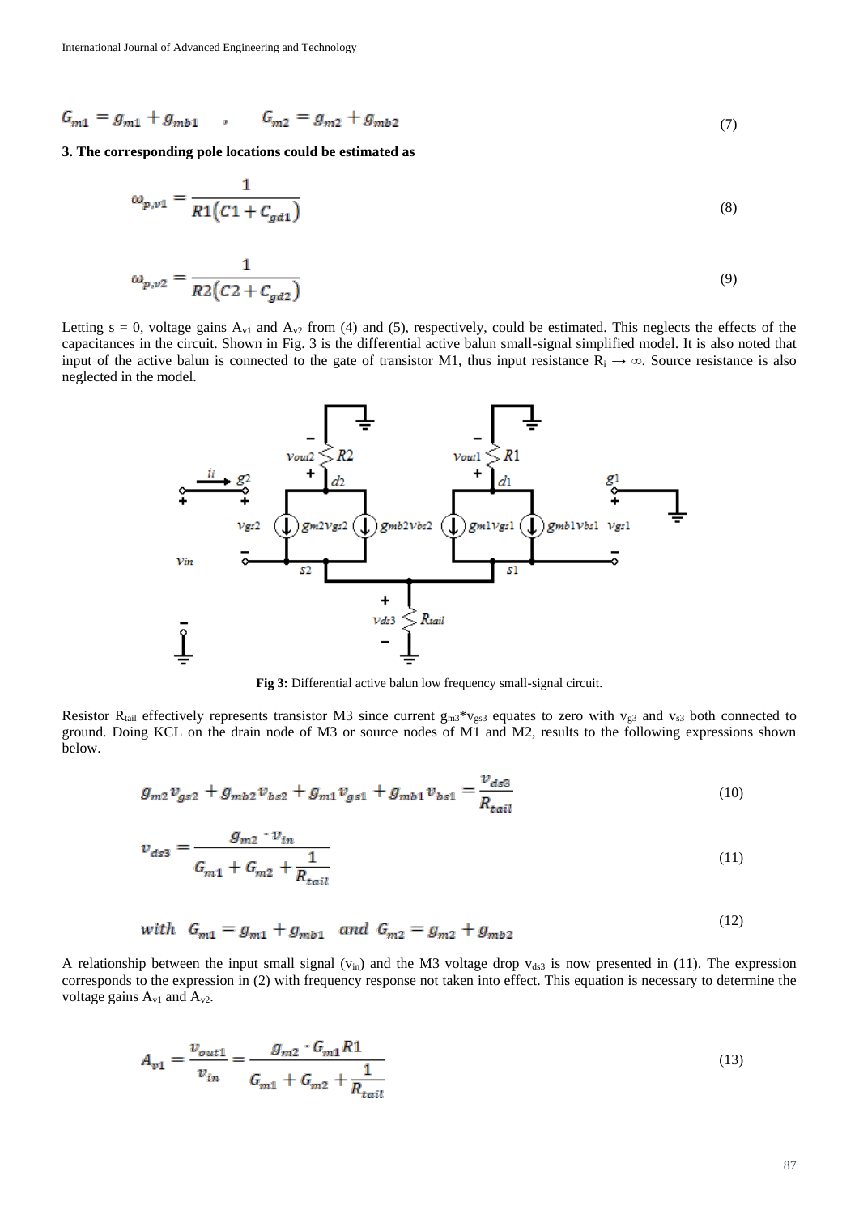$$G_{m1} = g_{m1} + g_{mb1} \quad , \quad G_{m2} = g_{m2} + g_{mb2} \tag{7}$$

**3. The corresponding pole locations could be estimated as**

$$\omega_{p,v1} = \frac{1}{R1(C1 + C_{gd1})} \tag{8}$$

$$\omega_{p,v2} = \frac{1}{R2(C2 + C_{gd2})} \tag{9}$$

Letting s = 0, voltage gains $A_{v1}$ and $A_{v2}$ from (4) and (5), respectively, could be estimated. This neglects the effects of the capacitances in the circuit. Shown in Fig. 3 is the differential active balun small-signal simplified model. It is also noted that input of the active balun is connected to the gate of transistor M1, thus input resistance $R_i \rightarrow \infty$. Source resistance is also neglected in the model.

**Fig 3:** Differential active balun low frequency small-signal circuit.

Resistor $R_{tail}$ effectively represents transistor M3 since current $g_{m3}*v_{gs3}$ equates to zero with $v_{g3}$ and $v_{s3}$ both connected to ground. Doing KCL on the drain node of M3 or source nodes of M1 and M2, results to the following expressions shown below.

$$g_{m2}v_{gs2} + g_{mb2}v_{bs2} + g_{m1}v_{gs1} + g_{mb1}v_{bs1} = \frac{v_{ds3}}{R_{tail}} \tag{10}$$

$$v_{ds3} = \frac{g_{m2} \cdot v_{in}}{G_{m1} + G_{m2} + \frac{1}{R_{tail}}} \tag{11}$$

$$with \quad G_{m1} = g_{m1} + g_{mb1} \quad and \quad G_{m2} = g_{m2} + g_{mb2} \tag{12}$$

A relationship between the input small signal ($v_{in}$) and the M3 voltage drop $v_{ds3}$ is now presented in (11). The expression corresponds to the expression in (2) with frequency response not taken into effect. This equation is necessary to determine the voltage gains $A_{v1}$ and $A_{v2}$.

$$A_{v1} = \frac{v_{out1}}{v_{in}} = \frac{g_{m2} \cdot G_{m1}R1}{G_{m1} + G_{m2} + \frac{1}{R_{tail}}} \tag{13}$$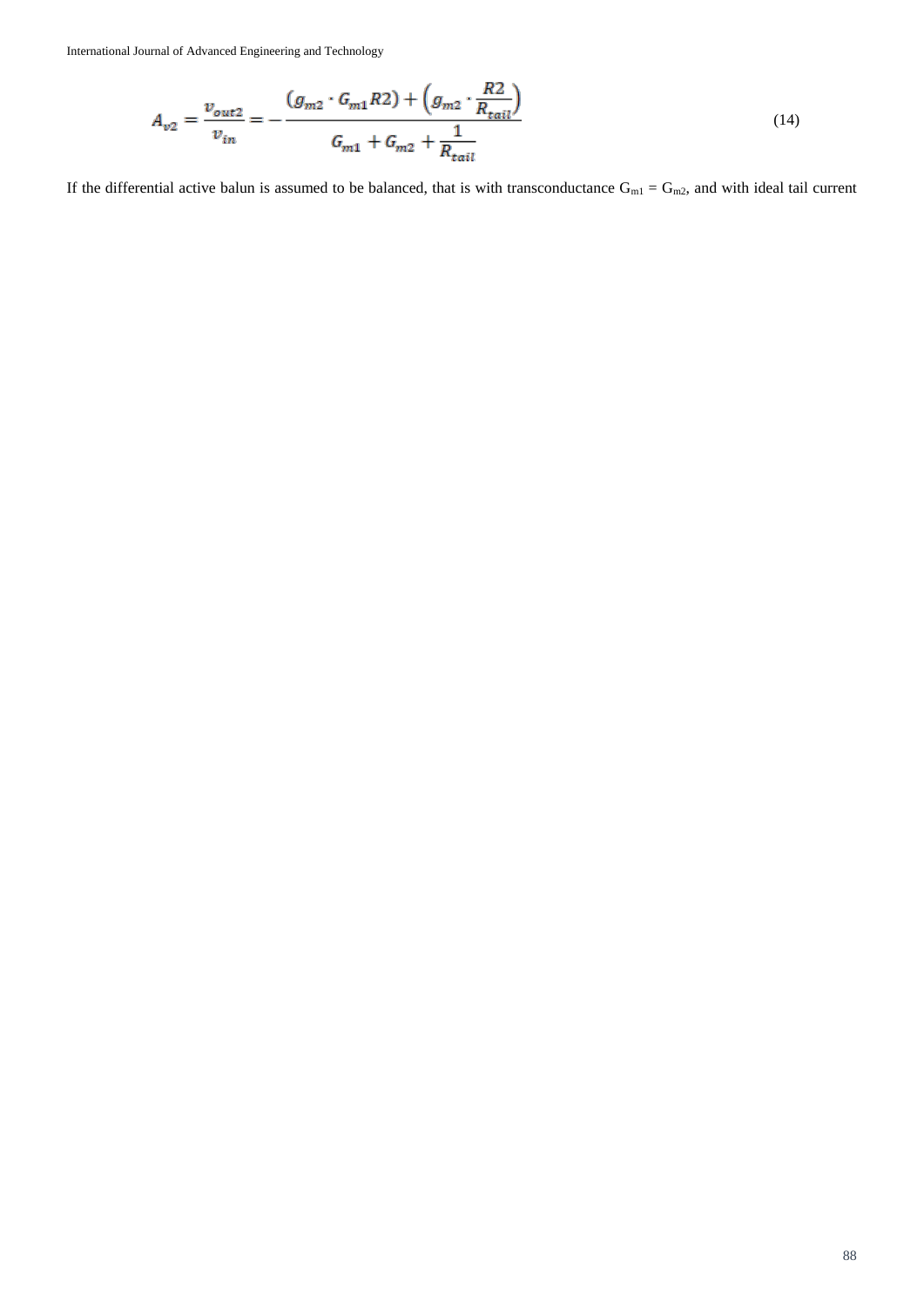$$A_{v2} = \frac{v_{out2}}{v_{in}} = -\frac{(g_{m2} \cdot G_{m1} R2) + \left(g_{m2} \cdot \frac{R2}{R_{tail}}\right)}{G_{m1} + G_{m2} + \frac{1}{R_{tail}}} \tag{14}$$

If the differential active balun is assumed to be balanced, that is with transconductance $G_{m1} = G_{m2}$, and with ideal tail current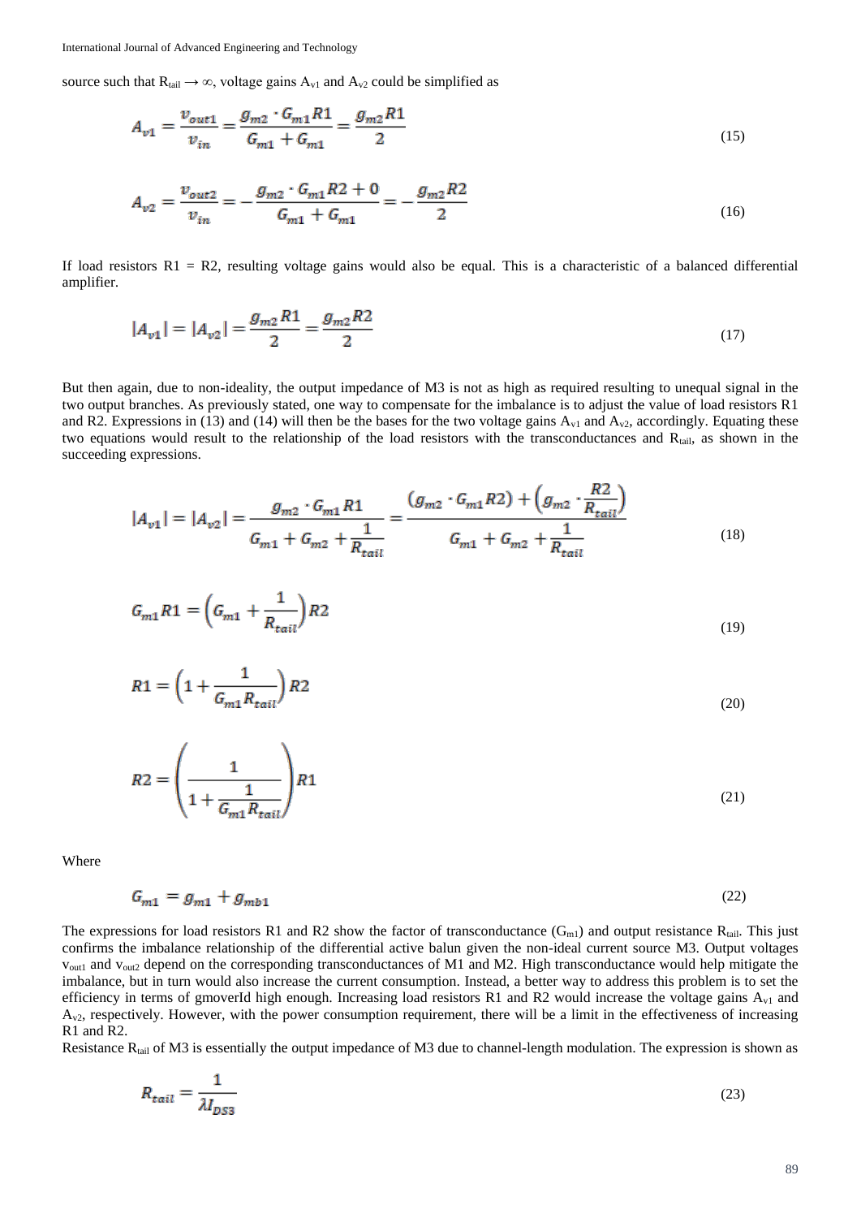source such that $R_{tail} \rightarrow \infty$, voltage gains $A_{v1}$ and $A_{v2}$ could be simplified as

$$A_{v1} = \frac{v_{out1}}{v_{in}} = \frac{g_{m2} \cdot G_{m1} R1}{G_{m1} + G_{m1}} = \frac{g_{m2} R1}{2} \tag{15}$$

$$A_{v2} = \frac{v_{out2}}{v_{in}} = -\frac{g_{m2} \cdot G_{m1} R2 + 0}{G_{m1} + G_{m1}} = -\frac{g_{m2} R2}{2} \tag{16}$$

If load resistors R1 = R2, resulting voltage gains would also be equal. This is a characteristic of a balanced differential amplifier.

$$|A_{v1}| = |A_{v2}| = \frac{g_{m2} R1}{2} = \frac{g_{m2} R2}{2} \tag{17}$$

But then again, due to non-ideality, the output impedance of M3 is not as high as required resulting to unequal signal in the two output branches. As previously stated, one way to compensate for the imbalance is to adjust the value of load resistors R1 and R2. Expressions in (13) and (14) will then be the bases for the two voltage gains $A_{v1}$ and $A_{v2}$, accordingly. Equating these two equations would result to the relationship of the load resistors with the transconductances and $R_{tail}$, as shown in the succeeding expressions.

$$|A_{v1}| = |A_{v2}| = \frac{g_{m2} \cdot G_{m1} R1}{G_{m1} + G_{m2} + \frac{1}{R_{tail}}} = \frac{(g_{m2} \cdot G_{m1} R2) + \left(g_{m2} \cdot \frac{R2}{R_{tail}}\right)}{G_{m1} + G_{m2} + \frac{1}{R_{tail}}} \tag{18}$$

$$G_{m1} R1 = \left(G_{m1} + \frac{1}{R_{tail}}\right) R2 \tag{19}$$

$$R1 = \left(1 + \frac{1}{G_{m1} R_{tail}}\right) R2 \tag{20}$$

$$R2 = \left(\frac{1}{1 + \frac{1}{G_{m1} R_{tail}}}\right) R1 \tag{21}$$

Where

$$G_{m1} = g_{m1} + g_{mb1} \tag{22}$$

The expressions for load resistors R1 and R2 show the factor of transconductance ($G_{m1}$) and output resistance $R_{tail}$. This just confirms the imbalance relationship of the differential active balun given the non-ideal current source M3. Output voltages $v_{out1}$ and $v_{out2}$ depend on the corresponding transconductances of M1 and M2. High transconductance would help mitigate the imbalance, but in turn would also increase the current consumption. Instead, a better way to address this problem is to set the efficiency in terms of gmoverId high enough. Increasing load resistors R1 and R2 would increase the voltage gains $A_{v1}$ and $A_{v2}$, respectively. However, with the power consumption requirement, there will be a limit in the effectiveness of increasing R1 and R2.

Resistance $R_{tail}$ of M3 is essentially the output impedance of M3 due to channel-length modulation. The expression is shown as

$$R_{tail} = \frac{1}{\lambda I_{DS3}} \tag{23}$$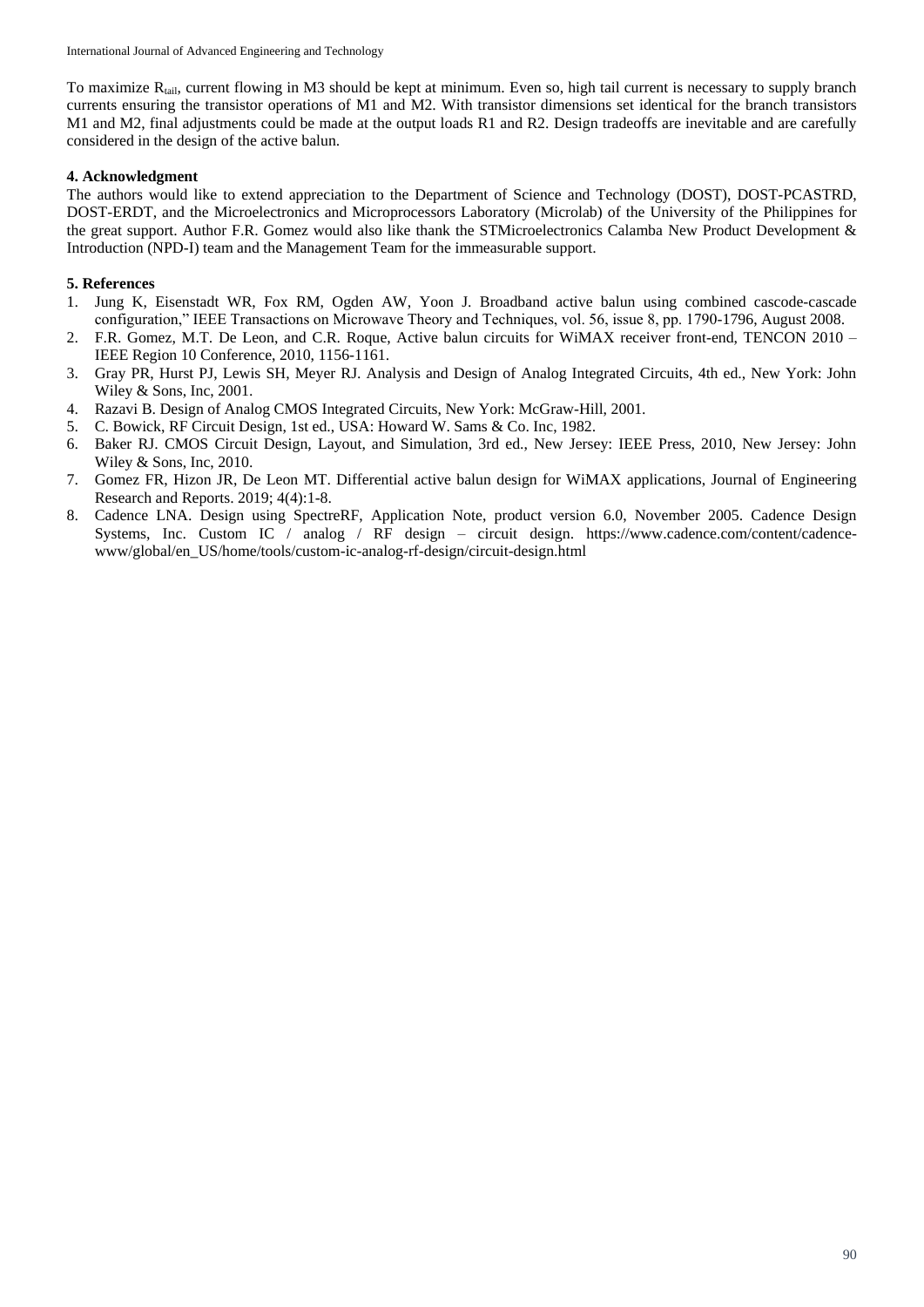To maximize $R_{tail}$, current flowing in M3 should be kept at minimum. Even so, high tail current is necessary to supply branch currents ensuring the transistor operations of M1 and M2. With transistor dimensions set identical for the branch transistors M1 and M2, final adjustments could be made at the output loads R1 and R2. Design tradeoffs are inevitable and are carefully considered in the design of the active balun.

## 4. Acknowledgment

The authors would like to extend appreciation to the Department of Science and Technology (DOST), DOST-PCASTRD, DOST-ERDT, and the Microelectronics and Microprocessors Laboratory (Microlab) of the University of the Philippines for the great support. Author F.R. Gomez would also like thank the STMicroelectronics Calamba New Product Development & Introduction (NPD-I) team and the Management Team for the immeasurable support.

## 5. References

1. Jung K, Eisenstadt WR, Fox RM, Ogden AW, Yoon J. Broadband active balun using combined cascode-cascade configuration," IEEE Transactions on Microwave Theory and Techniques, vol. 56, issue 8, pp. 1790-1796, August 2008.
2. F.R. Gomez, M.T. De Leon, and C.R. Roque, Active balun circuits for WiMAX receiver front-end, TENCON 2010 – IEEE Region 10 Conference, 2010, 1156-1161.
3. Gray PR, Hurst PJ, Lewis SH, Meyer RJ. Analysis and Design of Analog Integrated Circuits, 4th ed., New York: John Wiley & Sons, Inc, 2001.
4. Razavi B. Design of Analog CMOS Integrated Circuits, New York: McGraw-Hill, 2001.
5. C. Bowick, RF Circuit Design, 1st ed., USA: Howard W. Sams & Co. Inc, 1982.
6. Baker RJ. CMOS Circuit Design, Layout, and Simulation, 3rd ed., New Jersey: IEEE Press, 2010, New Jersey: John Wiley & Sons, Inc, 2010.
7. Gomez FR, Hizon JR, De Leon MT. Differential active balun design for WiMAX applications, Journal of Engineering Research and Reports. 2019; 4(4):1-8.
8. Cadence LNA. Design using SpectreRF, Application Note, product version 6.0, November 2005. Cadence Design Systems, Inc. Custom IC / analog / RF design – circuit design. https://www.cadence.com/content/cadence-www/global/en_US/home/tools/custom-ic-analog-rf-design/circuit-design.html